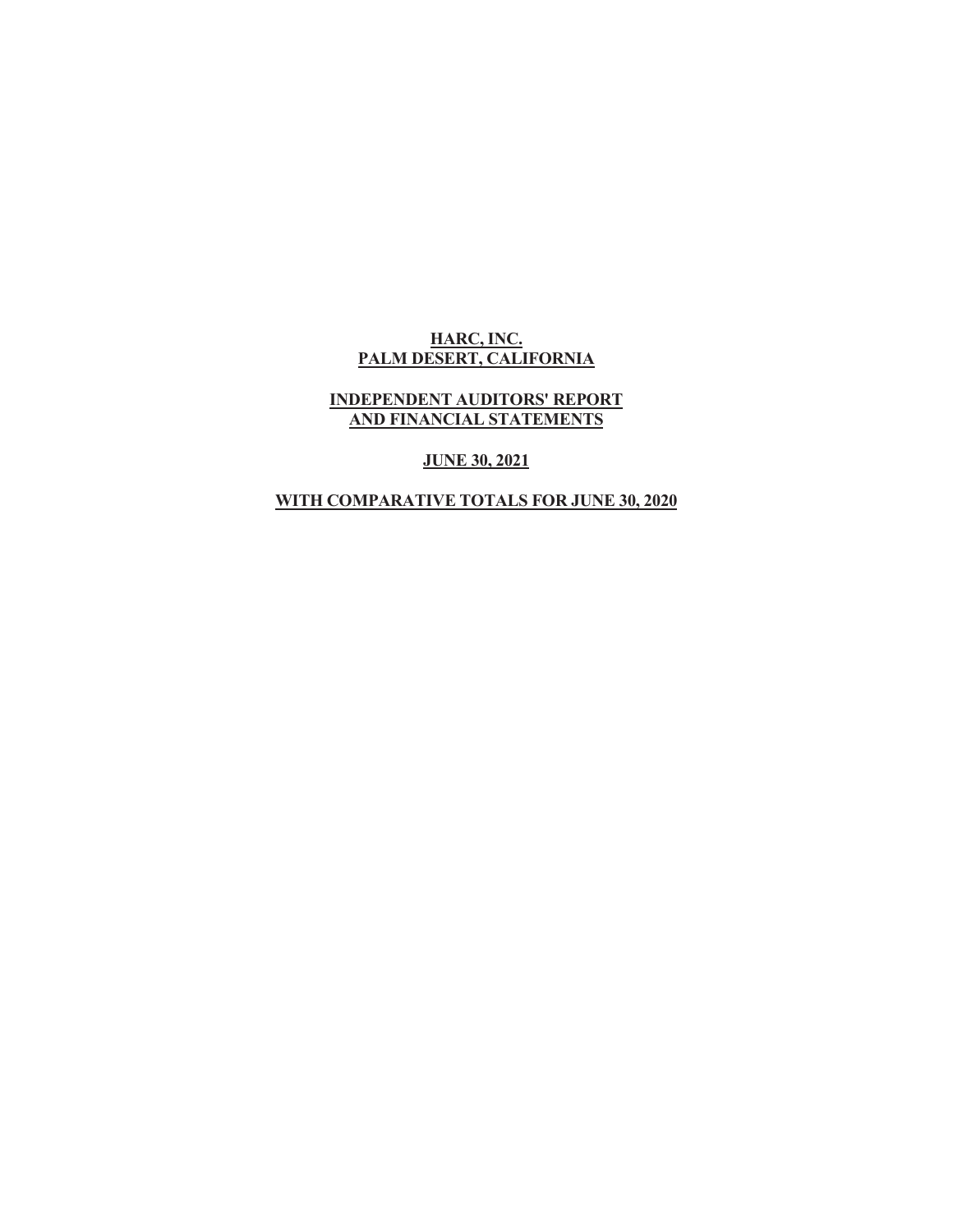**HARC, INC.**
**PALM DESERT, CALIFORNIA**

**INDEPENDENT AUDITORS' REPORT**
**AND FINANCIAL STATEMENTS**

**JUNE 30, 2021**

**WITH COMPARATIVE TOTALS FOR JUNE 30, 2020**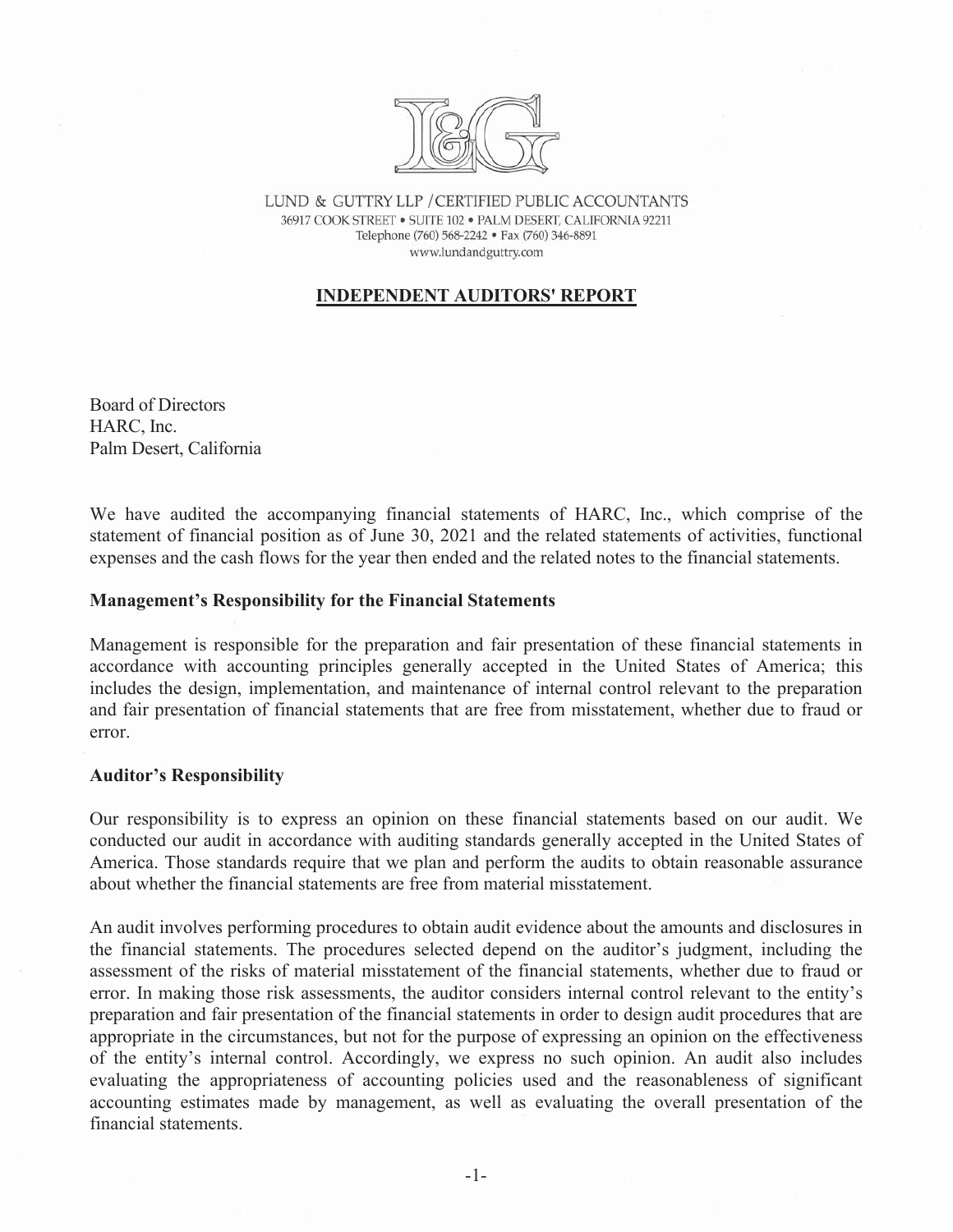LUND & GUTTRY LLP / CERTIFIED PUBLIC ACCOUNTANTS
36917 COOK STREET • SUITE 102 • PALM DESERT, CALIFORNIA 92211
Telephone (760) 568-2242 • Fax (760) 346-8891
www.lundandguttry.com

## INDEPENDENT AUDITORS' REPORT

Board of Directors
HARC, Inc.
Palm Desert, California

We have audited the accompanying financial statements of HARC, Inc., which comprise of the statement of financial position as of June 30, 2021 and the related statements of activities, functional expenses and the cash flows for the year then ended and the related notes to the financial statements.

### Management's Responsibility for the Financial Statements

Management is responsible for the preparation and fair presentation of these financial statements in accordance with accounting principles generally accepted in the United States of America; this includes the design, implementation, and maintenance of internal control relevant to the preparation and fair presentation of financial statements that are free from misstatement, whether due to fraud or error.

### Auditor's Responsibility

Our responsibility is to express an opinion on these financial statements based on our audit. We conducted our audit in accordance with auditing standards generally accepted in the United States of America. Those standards require that we plan and perform the audits to obtain reasonable assurance about whether the financial statements are free from material misstatement.

An audit involves performing procedures to obtain audit evidence about the amounts and disclosures in the financial statements. The procedures selected depend on the auditor's judgment, including the assessment of the risks of material misstatement of the financial statements, whether due to fraud or error. In making those risk assessments, the auditor considers internal control relevant to the entity's preparation and fair presentation of the financial statements in order to design audit procedures that are appropriate in the circumstances, but not for the purpose of expressing an opinion on the effectiveness of the entity's internal control. Accordingly, we express no such opinion. An audit also includes evaluating the appropriateness of accounting policies used and the reasonableness of significant accounting estimates made by management, as well as evaluating the overall presentation of the financial statements.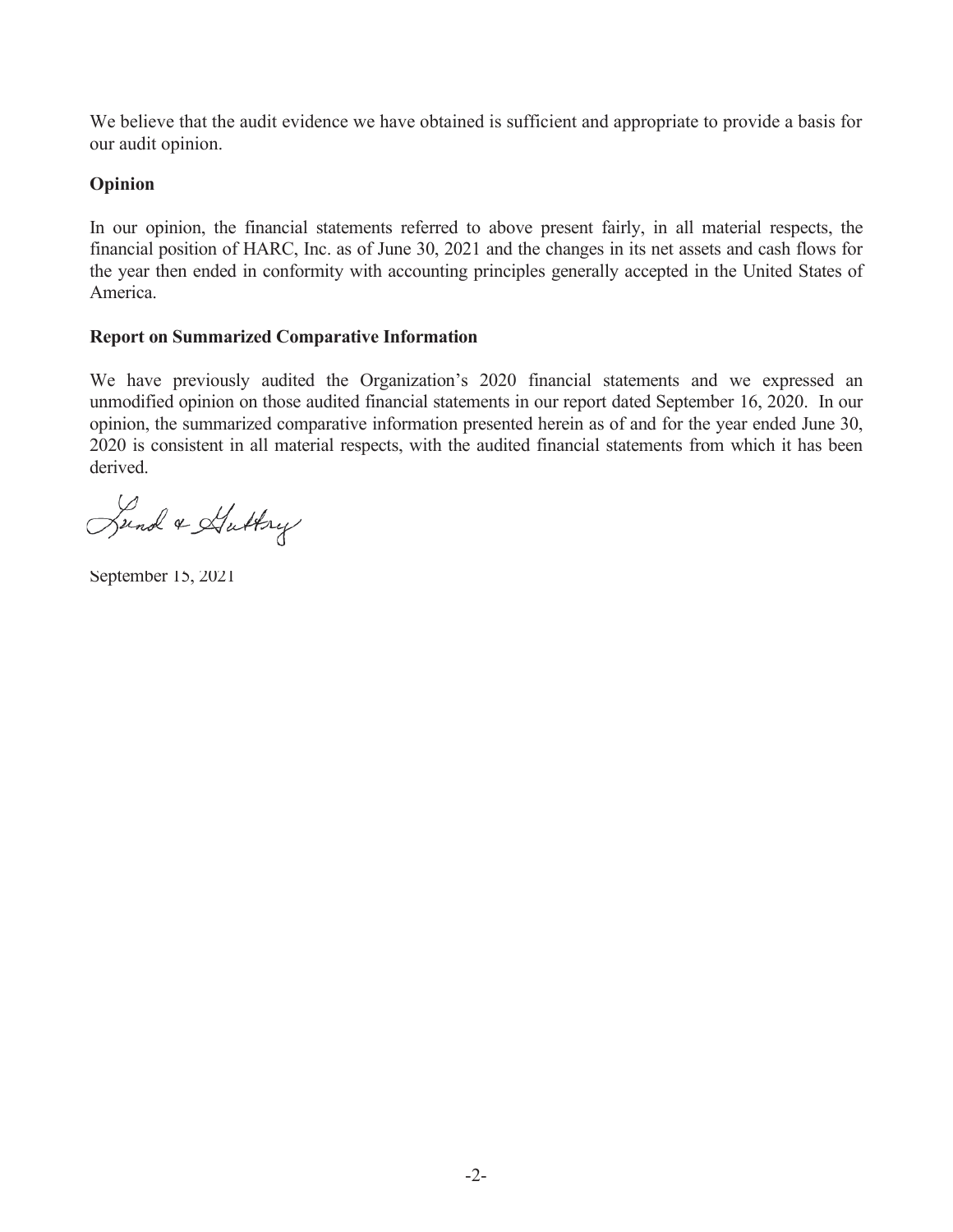We believe that the audit evidence we have obtained is sufficient and appropriate to provide a basis for our audit opinion.

**Opinion**

In our opinion, the financial statements referred to above present fairly, in all material respects, the financial position of HARC, Inc. as of June 30, 2021 and the changes in its net assets and cash flows for the year then ended in conformity with accounting principles generally accepted in the United States of America.

**Report on Summarized Comparative Information**

We have previously audited the Organization's 2020 financial statements and we expressed an unmodified opinion on those audited financial statements in our report dated September 16, 2020. In our opinion, the summarized comparative information presented herein as of and for the year ended June 30, 2020 is consistent in all material respects, with the audited financial statements from which it has been derived.

Lund & Guttry

September 15, 2021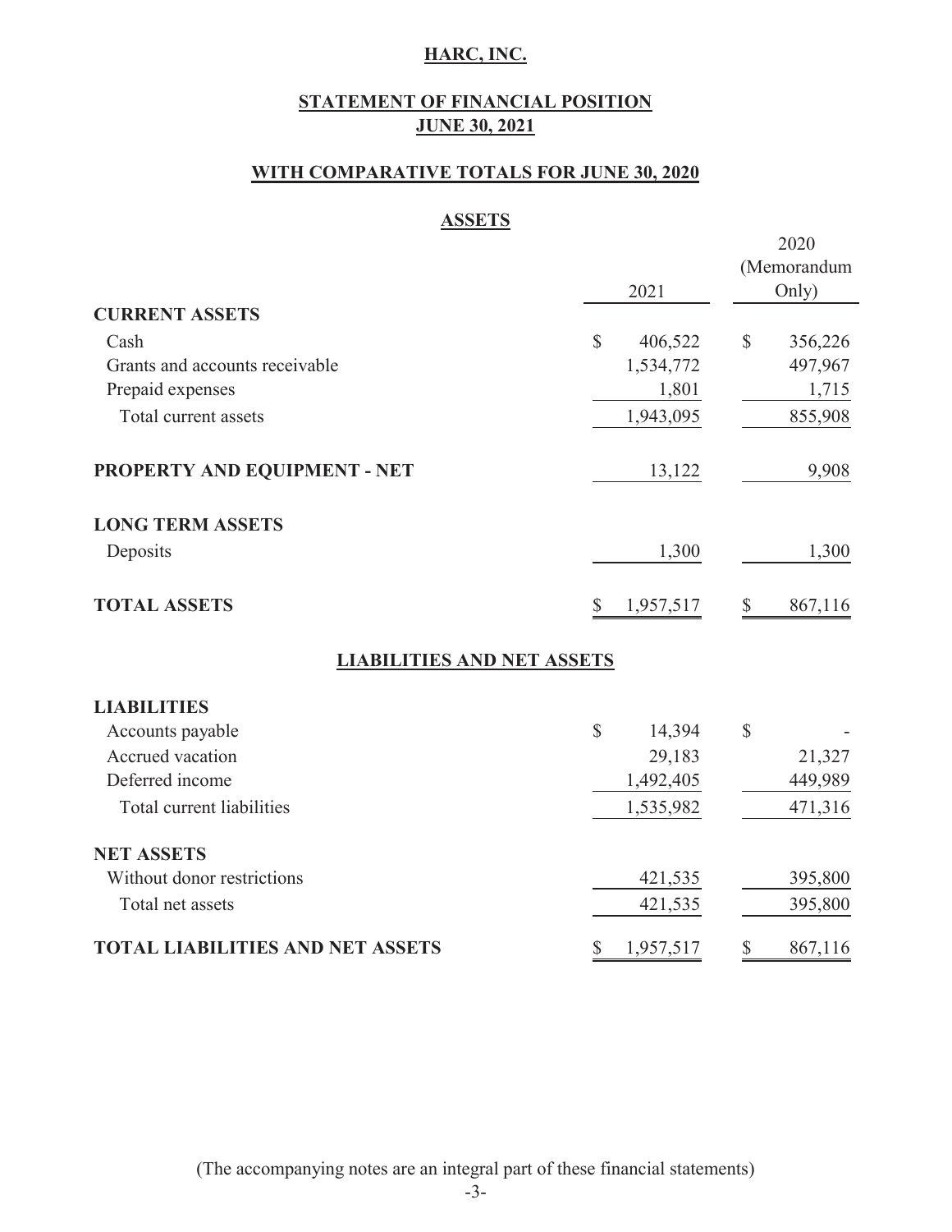# HARC, INC.

## STATEMENT OF FINANCIAL POSITION
## JUNE 30, 2021

## WITH COMPARATIVE TOTALS FOR JUNE 30, 2020

### ASSETS

| | 2021 | 2020 (Memorandum Only) |
|---|---|---|
| **CURRENT ASSETS** | | |
| Cash | $ 406,522 | $ 356,226 |
| Grants and accounts receivable | 1,534,772 | 497,967 |
| Prepaid expenses | 1,801 | 1,715 |
| Total current assets | 1,943,095 | 855,908 |
| **PROPERTY AND EQUIPMENT - NET** | 13,122 | 9,908 |
| **LONG TERM ASSETS** | | |
| Deposits | 1,300 | 1,300 |
| **TOTAL ASSETS** | $ 1,957,517 | $ 867,116 |

### LIABILITIES AND NET ASSETS

| | 2021 | 2020 (Memorandum Only) |
|---|---|---|
| **LIABILITIES** | | |
| Accounts payable | $ 14,394 | $ - |
| Accrued vacation | 29,183 | 21,327 |
| Deferred income | 1,492,405 | 449,989 |
| Total current liabilities | 1,535,982 | 471,316 |
| **NET ASSETS** | | |
| Without donor restrictions | 421,535 | 395,800 |
| Total net assets | 421,535 | 395,800 |
| **TOTAL LIABILITIES AND NET ASSETS** | $ 1,957,517 | $ 867,116 |

(The accompanying notes are an integral part of these financial statements)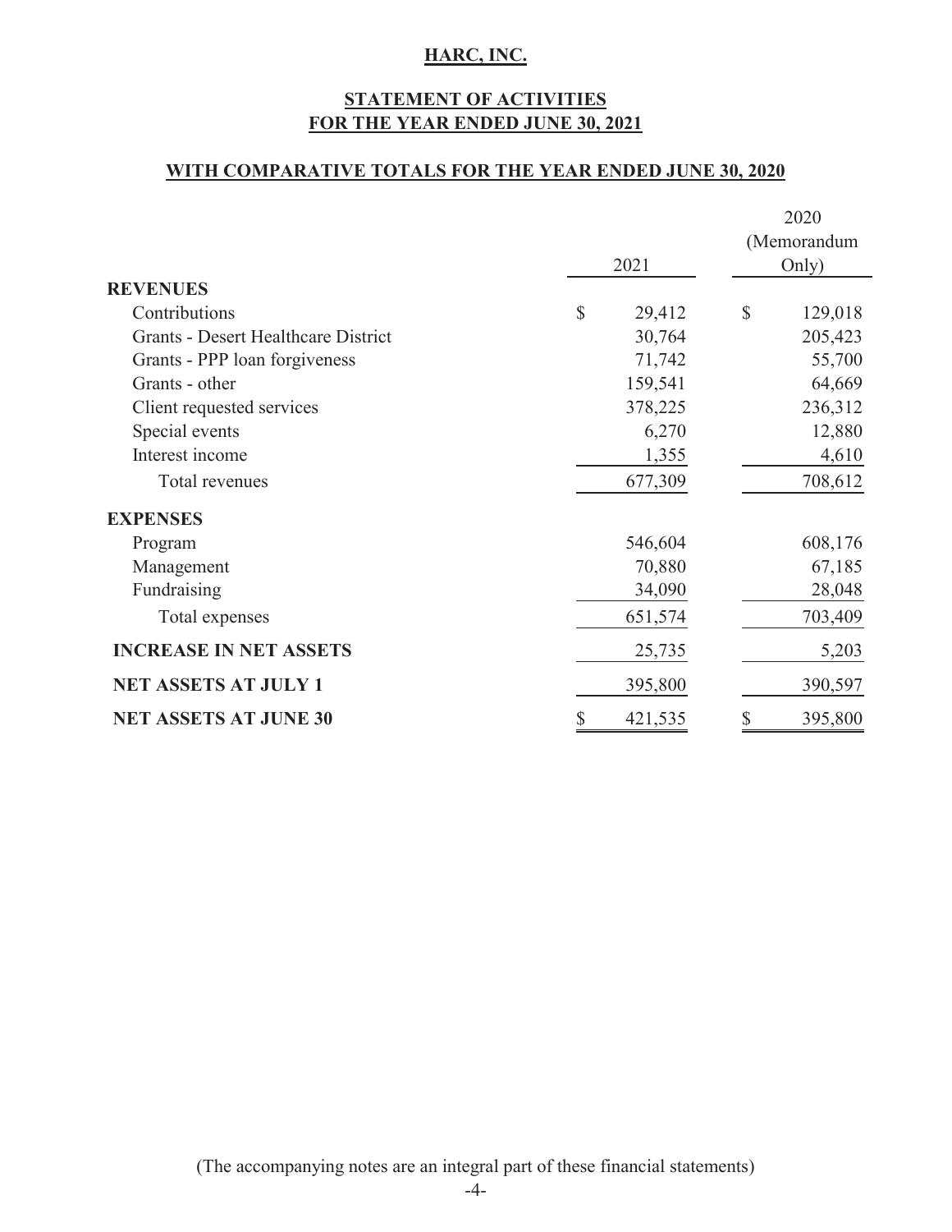# HARC, INC.

## STATEMENT OF ACTIVITIES
## FOR THE YEAR ENDED JUNE 30, 2021

### WITH COMPARATIVE TOTALS FOR THE YEAR ENDED JUNE 30, 2020

| | 2021 | 2020 (Memorandum Only) |
|---|---|---|
| **REVENUES** | | |
| Contributions | $ 29,412 | $ 129,018 |
| Grants - Desert Healthcare District | 30,764 | 205,423 |
| Grants - PPP loan forgiveness | 71,742 | 55,700 |
| Grants - other | 159,541 | 64,669 |
| Client requested services | 378,225 | 236,312 |
| Special events | 6,270 | 12,880 |
| Interest income | 1,355 | 4,610 |
| Total revenues | 677,309 | 708,612 |
| **EXPENSES** | | |
| Program | 546,604 | 608,176 |
| Management | 70,880 | 67,185 |
| Fundraising | 34,090 | 28,048 |
| Total expenses | 651,574 | 703,409 |
| **INCREASE IN NET ASSETS** | 25,735 | 5,203 |
| **NET ASSETS AT JULY 1** | 395,800 | 390,597 |
| **NET ASSETS AT JUNE 30** | $ 421,535 | $ 395,800 |

(The accompanying notes are an integral part of these financial statements)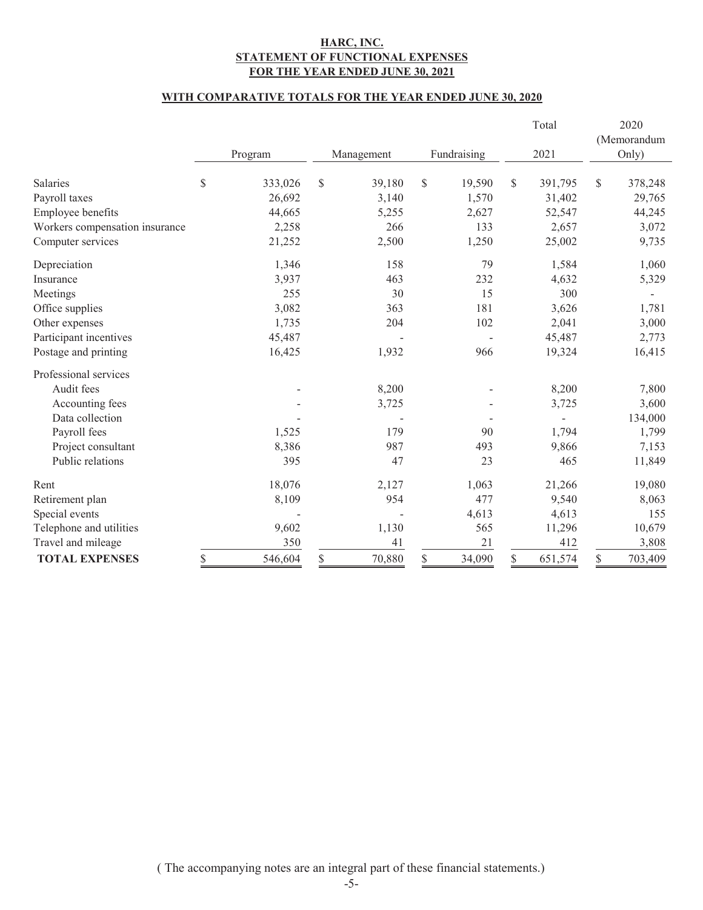# HARC, INC.
## STATEMENT OF FUNCTIONAL EXPENSES
## FOR THE YEAR ENDED JUNE 30, 2021

### WITH COMPARATIVE TOTALS FOR THE YEAR ENDED JUNE 30, 2020

| | Program | Management | Fundraising | Total 2021 | 2020 (Memorandum Only) |
|---|---|---|---|---|---|
| Salaries | $ 333,026 | $ 39,180 | $ 19,590 | $ 391,795 | $ 378,248 |
| Payroll taxes | 26,692 | 3,140 | 1,570 | 31,402 | 29,765 |
| Employee benefits | 44,665 | 5,255 | 2,627 | 52,547 | 44,245 |
| Workers compensation insurance | 2,258 | 266 | 133 | 2,657 | 3,072 |
| Computer services | 21,252 | 2,500 | 1,250 | 25,002 | 9,735 |
| Depreciation | 1,346 | 158 | 79 | 1,584 | 1,060 |
| Insurance | 3,937 | 463 | 232 | 4,632 | 5,329 |
| Meetings | 255 | 30 | 15 | 300 | - |
| Office supplies | 3,082 | 363 | 181 | 3,626 | 1,781 |
| Other expenses | 1,735 | 204 | 102 | 2,041 | 3,000 |
| Participant incentives | 45,487 | - | - | 45,487 | 2,773 |
| Postage and printing | 16,425 | 1,932 | 966 | 19,324 | 16,415 |
| Professional services | | | | | |
| Audit fees | - | 8,200 | - | 8,200 | 7,800 |
| Accounting fees | - | 3,725 | - | 3,725 | 3,600 |
| Data collection | - | - | - | - | 134,000 |
| Payroll fees | 1,525 | 179 | 90 | 1,794 | 1,799 |
| Project consultant | 8,386 | 987 | 493 | 9,866 | 7,153 |
| Public relations | 395 | 47 | 23 | 465 | 11,849 |
| Rent | 18,076 | 2,127 | 1,063 | 21,266 | 19,080 |
| Retirement plan | 8,109 | 954 | 477 | 9,540 | 8,063 |
| Special events | - | - | 4,613 | 4,613 | 155 |
| Telephone and utilities | 9,602 | 1,130 | 565 | 11,296 | 10,679 |
| Travel and mileage | 350 | 41 | 21 | 412 | 3,808 |
| **TOTAL EXPENSES** | $ 546,604 | $ 70,880 | $ 34,090 | $ 651,574 | $ 703,409 |

( The accompanying notes are an integral part of these financial statements.)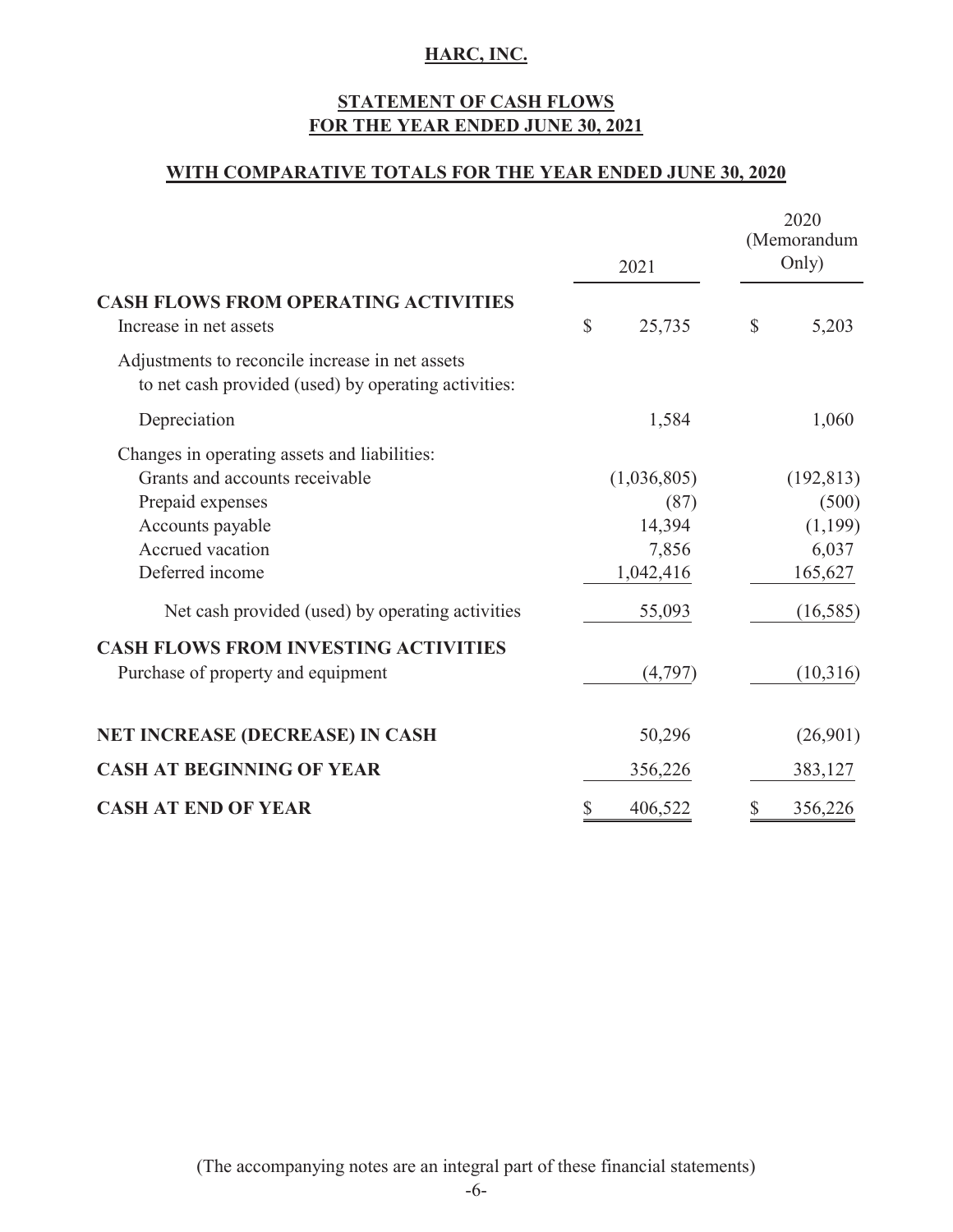# HARC, INC.

## STATEMENT OF CASH FLOWS
## FOR THE YEAR ENDED JUNE 30, 2021

### WITH COMPARATIVE TOTALS FOR THE YEAR ENDED JUNE 30, 2020

| | 2021 | 2020 (Memorandum Only) |
|---|---|---|
| **CASH FLOWS FROM OPERATING ACTIVITIES** | | |
| Increase in net assets | $ 25,735 | $ 5,203 |
| Adjustments to reconcile increase in net assets to net cash provided (used) by operating activities: | | |
| Depreciation | 1,584 | 1,060 |
| Changes in operating assets and liabilities: | | |
| Grants and accounts receivable | (1,036,805) | (192,813) |
| Prepaid expenses | (87) | (500) |
| Accounts payable | 14,394 | (1,199) |
| Accrued vacation | 7,856 | 6,037 |
| Deferred income | 1,042,416 | 165,627 |
| Net cash provided (used) by operating activities | 55,093 | (16,585) |
| **CASH FLOWS FROM INVESTING ACTIVITIES** | | |
| Purchase of property and equipment | (4,797) | (10,316) |
| **NET INCREASE (DECREASE) IN CASH** | 50,296 | (26,901) |
| **CASH AT BEGINNING OF YEAR** | 356,226 | 383,127 |
| **CASH AT END OF YEAR** | $ 406,522 | $ 356,226 |

(The accompanying notes are an integral part of these financial statements)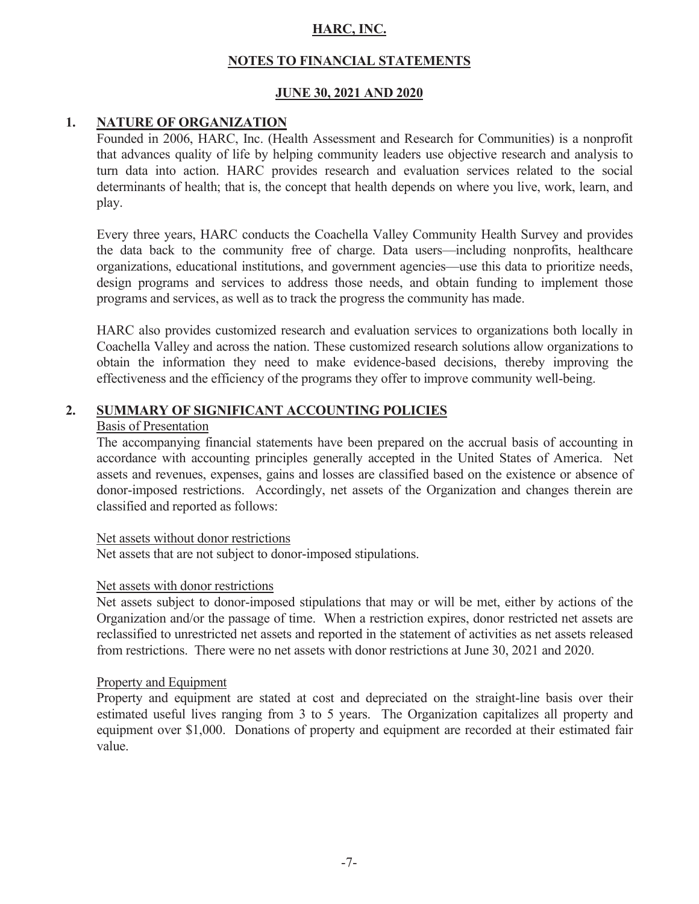# HARC, INC.

## NOTES TO FINANCIAL STATEMENTS

## JUNE 30, 2021 AND 2020

## 1. NATURE OF ORGANIZATION

Founded in 2006, HARC, Inc. (Health Assessment and Research for Communities) is a nonprofit that advances quality of life by helping community leaders use objective research and analysis to turn data into action. HARC provides research and evaluation services related to the social determinants of health; that is, the concept that health depends on where you live, work, learn, and play.

Every three years, HARC conducts the Coachella Valley Community Health Survey and provides the data back to the community free of charge. Data users—including nonprofits, healthcare organizations, educational institutions, and government agencies—use this data to prioritize needs, design programs and services to address those needs, and obtain funding to implement those programs and services, as well as to track the progress the community has made.

HARC also provides customized research and evaluation services to organizations both locally in Coachella Valley and across the nation. These customized research solutions allow organizations to obtain the information they need to make evidence-based decisions, thereby improving the effectiveness and the efficiency of the programs they offer to improve community well-being.

## 2. SUMMARY OF SIGNIFICANT ACCOUNTING POLICIES

### Basis of Presentation

The accompanying financial statements have been prepared on the accrual basis of accounting in accordance with accounting principles generally accepted in the United States of America. Net assets and revenues, expenses, gains and losses are classified based on the existence or absence of donor-imposed restrictions. Accordingly, net assets of the Organization and changes therein are classified and reported as follows:

Net assets without donor restrictions

Net assets that are not subject to donor-imposed stipulations.

Net assets with donor restrictions

Net assets subject to donor-imposed stipulations that may or will be met, either by actions of the Organization and/or the passage of time. When a restriction expires, donor restricted net assets are reclassified to unrestricted net assets and reported in the statement of activities as net assets released from restrictions. There were no net assets with donor restrictions at June 30, 2021 and 2020.

### Property and Equipment

Property and equipment are stated at cost and depreciated on the straight-line basis over their estimated useful lives ranging from 3 to 5 years. The Organization capitalizes all property and equipment over $1,000. Donations of property and equipment are recorded at their estimated fair value.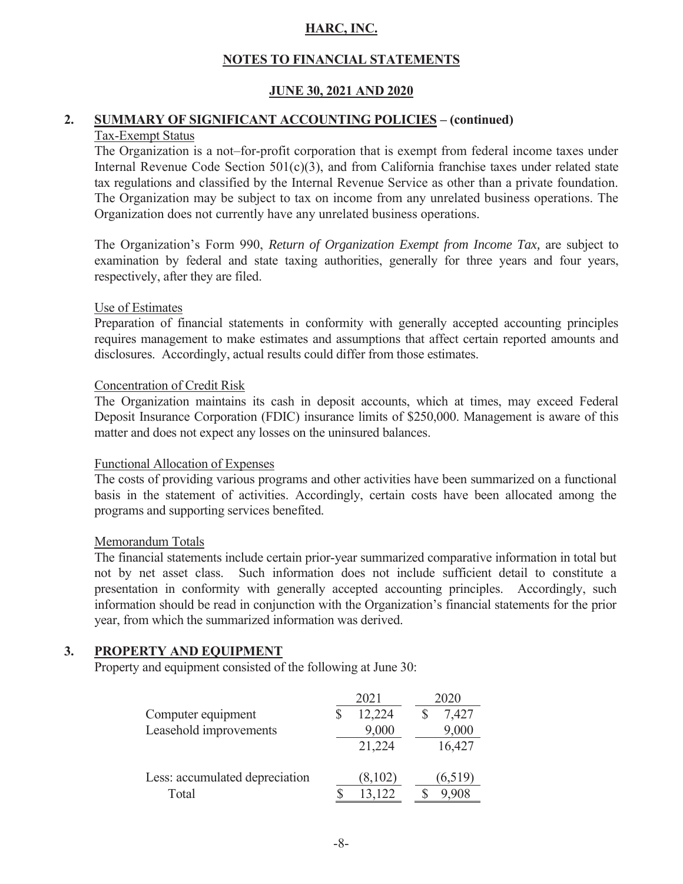# HARC, INC.

## NOTES TO FINANCIAL STATEMENTS

### JUNE 30, 2021 AND 2020

## 2. SUMMARY OF SIGNIFICANT ACCOUNTING POLICIES – (continued)

Tax-Exempt Status

The Organization is a not–for-profit corporation that is exempt from federal income taxes under Internal Revenue Code Section 501(c)(3), and from California franchise taxes under related state tax regulations and classified by the Internal Revenue Service as other than a private foundation. The Organization may be subject to tax on income from any unrelated business operations. The Organization does not currently have any unrelated business operations.

The Organization's Form 990, *Return of Organization Exempt from Income Tax,* are subject to examination by federal and state taxing authorities, generally for three years and four years, respectively, after they are filed.

Use of Estimates

Preparation of financial statements in conformity with generally accepted accounting principles requires management to make estimates and assumptions that affect certain reported amounts and disclosures. Accordingly, actual results could differ from those estimates.

Concentration of Credit Risk

The Organization maintains its cash in deposit accounts, which at times, may exceed Federal Deposit Insurance Corporation (FDIC) insurance limits of $250,000. Management is aware of this matter and does not expect any losses on the uninsured balances.

Functional Allocation of Expenses

The costs of providing various programs and other activities have been summarized on a functional basis in the statement of activities. Accordingly, certain costs have been allocated among the programs and supporting services benefited.

Memorandum Totals

The financial statements include certain prior-year summarized comparative information in total but not by net asset class. Such information does not include sufficient detail to constitute a presentation in conformity with generally accepted accounting principles. Accordingly, such information should be read in conjunction with the Organization's financial statements for the prior year, from which the summarized information was derived.

## 3. PROPERTY AND EQUIPMENT

Property and equipment consisted of the following at June 30:

| | 2021 | 2020 |
|---|---|---|
| Computer equipment | $ 12,224 | $ 7,427 |
| Leasehold improvements | 9,000 | 9,000 |
| | 21,224 | 16,427 |
| Less: accumulated depreciation | (8,102) | (6,519) |
| Total | $ 13,122 | $ 9,908 |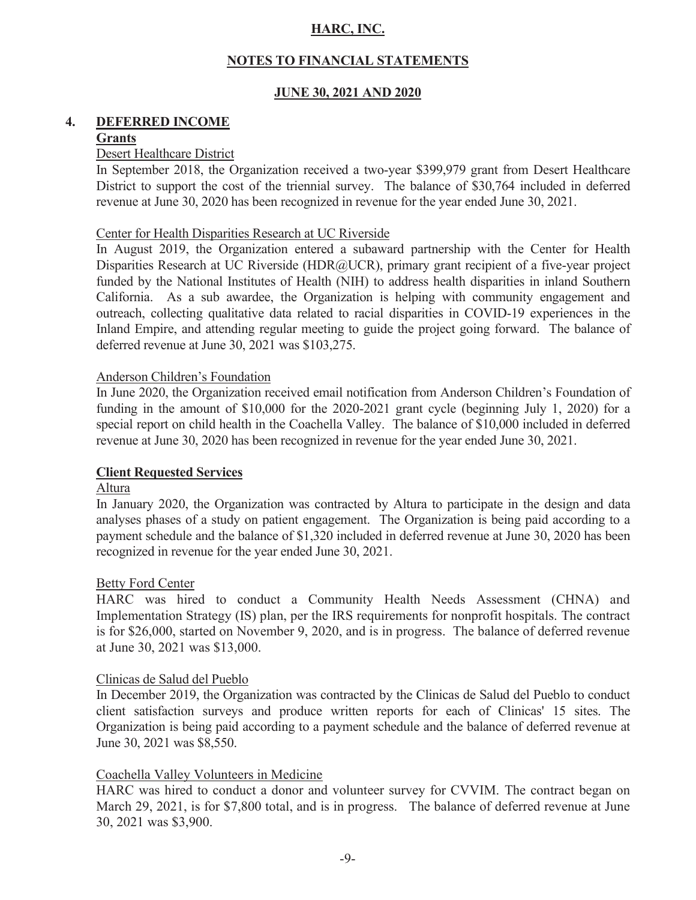## 4. DEFERRED INCOME

### Grants

Desert Healthcare District

In September 2018, the Organization received a two-year $399,979 grant from Desert Healthcare District to support the cost of the triennial survey. The balance of $30,764 included in deferred revenue at June 30, 2020 has been recognized in revenue for the year ended June 30, 2021.

Center for Health Disparities Research at UC Riverside

In August 2019, the Organization entered a subaward partnership with the Center for Health Disparities Research at UC Riverside (HDR@UCR), primary grant recipient of a five-year project funded by the National Institutes of Health (NIH) to address health disparities in inland Southern California. As a sub awardee, the Organization is helping with community engagement and outreach, collecting qualitative data related to racial disparities in COVID-19 experiences in the Inland Empire, and attending regular meeting to guide the project going forward. The balance of deferred revenue at June 30, 2021 was $103,275.

Anderson Children's Foundation

In June 2020, the Organization received email notification from Anderson Children's Foundation of funding in the amount of $10,000 for the 2020-2021 grant cycle (beginning July 1, 2020) for a special report on child health in the Coachella Valley. The balance of $10,000 included in deferred revenue at June 30, 2020 has been recognized in revenue for the year ended June 30, 2021.

### Client Requested Services

Altura

In January 2020, the Organization was contracted by Altura to participate in the design and data analyses phases of a study on patient engagement. The Organization is being paid according to a payment schedule and the balance of $1,320 included in deferred revenue at June 30, 2020 has been recognized in revenue for the year ended June 30, 2021.

Betty Ford Center

HARC was hired to conduct a Community Health Needs Assessment (CHNA) and Implementation Strategy (IS) plan, per the IRS requirements for nonprofit hospitals. The contract is for $26,000, started on November 9, 2020, and is in progress. The balance of deferred revenue at June 30, 2021 was $13,000.

Clinicas de Salud del Pueblo

In December 2019, the Organization was contracted by the Clinicas de Salud del Pueblo to conduct client satisfaction surveys and produce written reports for each of Clinicas' 15 sites. The Organization is being paid according to a payment schedule and the balance of deferred revenue at June 30, 2021 was $8,550.

Coachella Valley Volunteers in Medicine

HARC was hired to conduct a donor and volunteer survey for CVVIM. The contract began on March 29, 2021, is for $7,800 total, and is in progress. The balance of deferred revenue at June 30, 2021 was $3,900.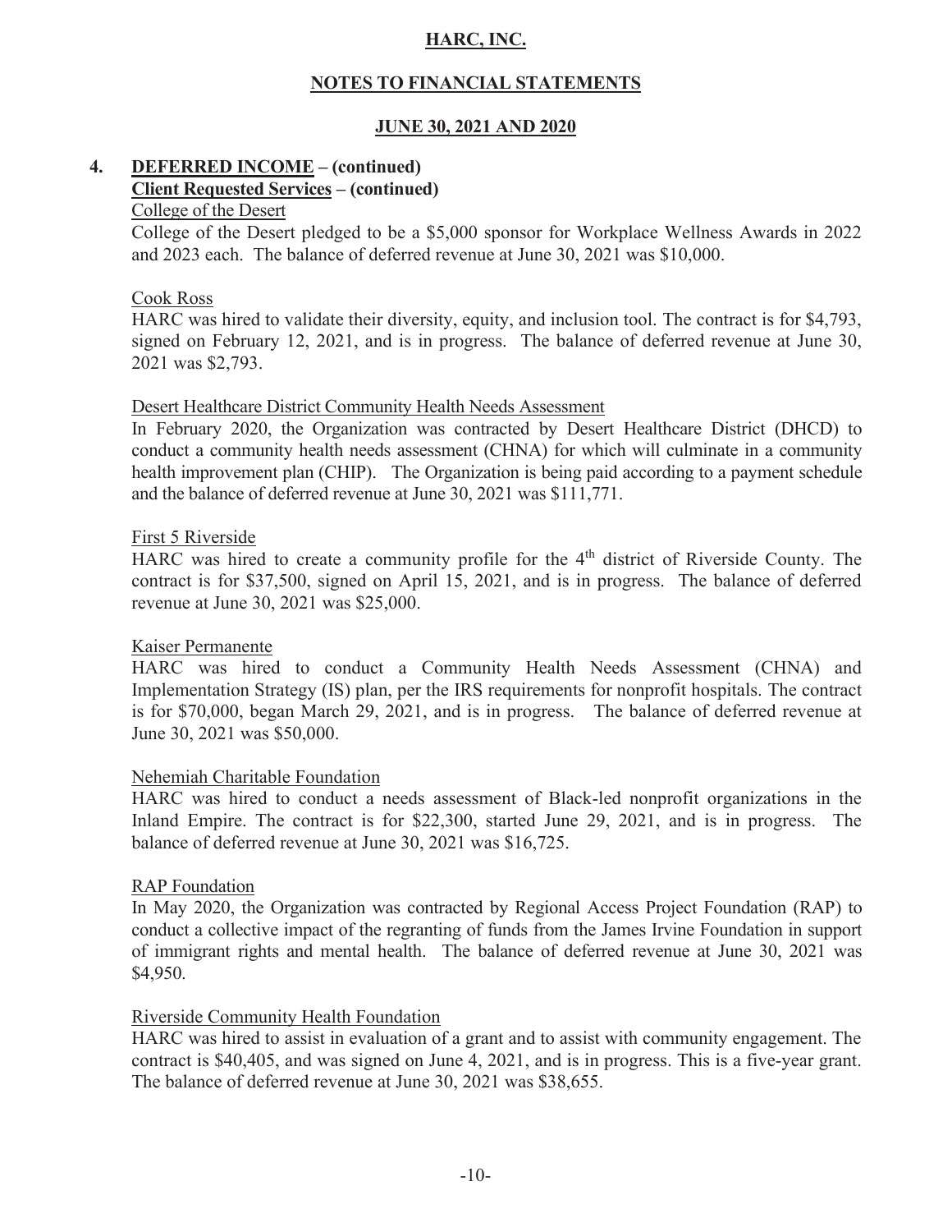## 4. DEFERRED INCOME – (continued)

**Client Requested Services – (continued)**

College of the Desert

College of the Desert pledged to be a $5,000 sponsor for Workplace Wellness Awards in 2022 and 2023 each. The balance of deferred revenue at June 30, 2021 was $10,000.

Cook Ross

HARC was hired to validate their diversity, equity, and inclusion tool. The contract is for $4,793, signed on February 12, 2021, and is in progress. The balance of deferred revenue at June 30, 2021 was $2,793.

Desert Healthcare District Community Health Needs Assessment

In February 2020, the Organization was contracted by Desert Healthcare District (DHCD) to conduct a community health needs assessment (CHNA) for which will culminate in a community health improvement plan (CHIP). The Organization is being paid according to a payment schedule and the balance of deferred revenue at June 30, 2021 was $111,771.

First 5 Riverside

HARC was hired to create a community profile for the 4th district of Riverside County. The contract is for $37,500, signed on April 15, 2021, and is in progress. The balance of deferred revenue at June 30, 2021 was $25,000.

Kaiser Permanente

HARC was hired to conduct a Community Health Needs Assessment (CHNA) and Implementation Strategy (IS) plan, per the IRS requirements for nonprofit hospitals. The contract is for $70,000, began March 29, 2021, and is in progress. The balance of deferred revenue at June 30, 2021 was $50,000.

Nehemiah Charitable Foundation

HARC was hired to conduct a needs assessment of Black-led nonprofit organizations in the Inland Empire. The contract is for $22,300, started June 29, 2021, and is in progress. The balance of deferred revenue at June 30, 2021 was $16,725.

RAP Foundation

In May 2020, the Organization was contracted by Regional Access Project Foundation (RAP) to conduct a collective impact of the regranting of funds from the James Irvine Foundation in support of immigrant rights and mental health. The balance of deferred revenue at June 30, 2021 was $4,950.

Riverside Community Health Foundation

HARC was hired to assist in evaluation of a grant and to assist with community engagement. The contract is $40,405, and was signed on June 4, 2021, and is in progress. This is a five-year grant. The balance of deferred revenue at June 30, 2021 was $38,655.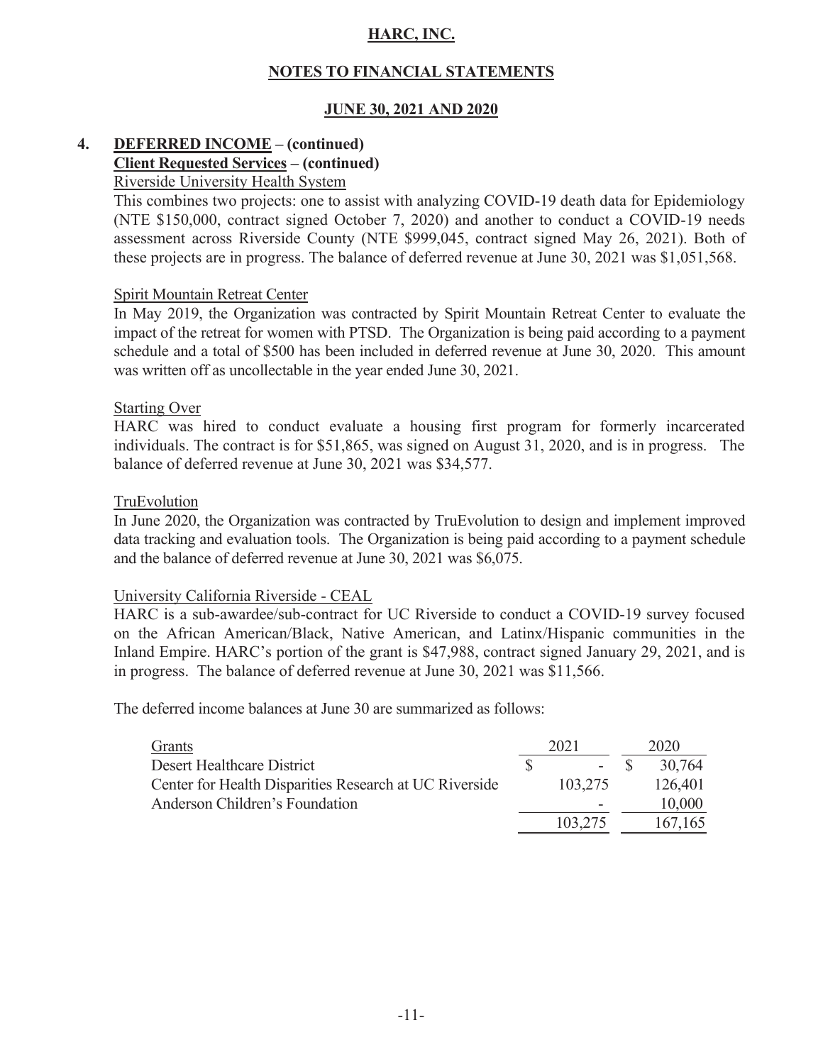# HARC, INC.

## NOTES TO FINANCIAL STATEMENTS

### JUNE 30, 2021 AND 2020

**4. DEFERRED INCOME – (continued)**

**Client Requested Services – (continued)**

Riverside University Health System

This combines two projects: one to assist with analyzing COVID-19 death data for Epidemiology (NTE $150,000, contract signed October 7, 2020) and another to conduct a COVID-19 needs assessment across Riverside County (NTE $999,045, contract signed May 26, 2021). Both of these projects are in progress. The balance of deferred revenue at June 30, 2021 was $1,051,568.

Spirit Mountain Retreat Center

In May 2019, the Organization was contracted by Spirit Mountain Retreat Center to evaluate the impact of the retreat for women with PTSD. The Organization is being paid according to a payment schedule and a total of $500 has been included in deferred revenue at June 30, 2020. This amount was written off as uncollectable in the year ended June 30, 2021.

Starting Over

HARC was hired to conduct evaluate a housing first program for formerly incarcerated individuals. The contract is for $51,865, was signed on August 31, 2020, and is in progress. The balance of deferred revenue at June 30, 2021 was $34,577.

TruEvolution

In June 2020, the Organization was contracted by TruEvolution to design and implement improved data tracking and evaluation tools. The Organization is being paid according to a payment schedule and the balance of deferred revenue at June 30, 2021 was $6,075.

University California Riverside - CEAL

HARC is a sub-awardee/sub-contract for UC Riverside to conduct a COVID-19 survey focused on the African American/Black, Native American, and Latinx/Hispanic communities in the Inland Empire. HARC's portion of the grant is $47,988, contract signed January 29, 2021, and is in progress. The balance of deferred revenue at June 30, 2021 was $11,566.

The deferred income balances at June 30 are summarized as follows:

| Grants | 2021 | 2020 |
|---|---|---|
| Desert Healthcare District | $ - | $ 30,764 |
| Center for Health Disparities Research at UC Riverside | 103,275 | 126,401 |
| Anderson Children's Foundation | - | 10,000 |
| | 103,275 | 167,165 |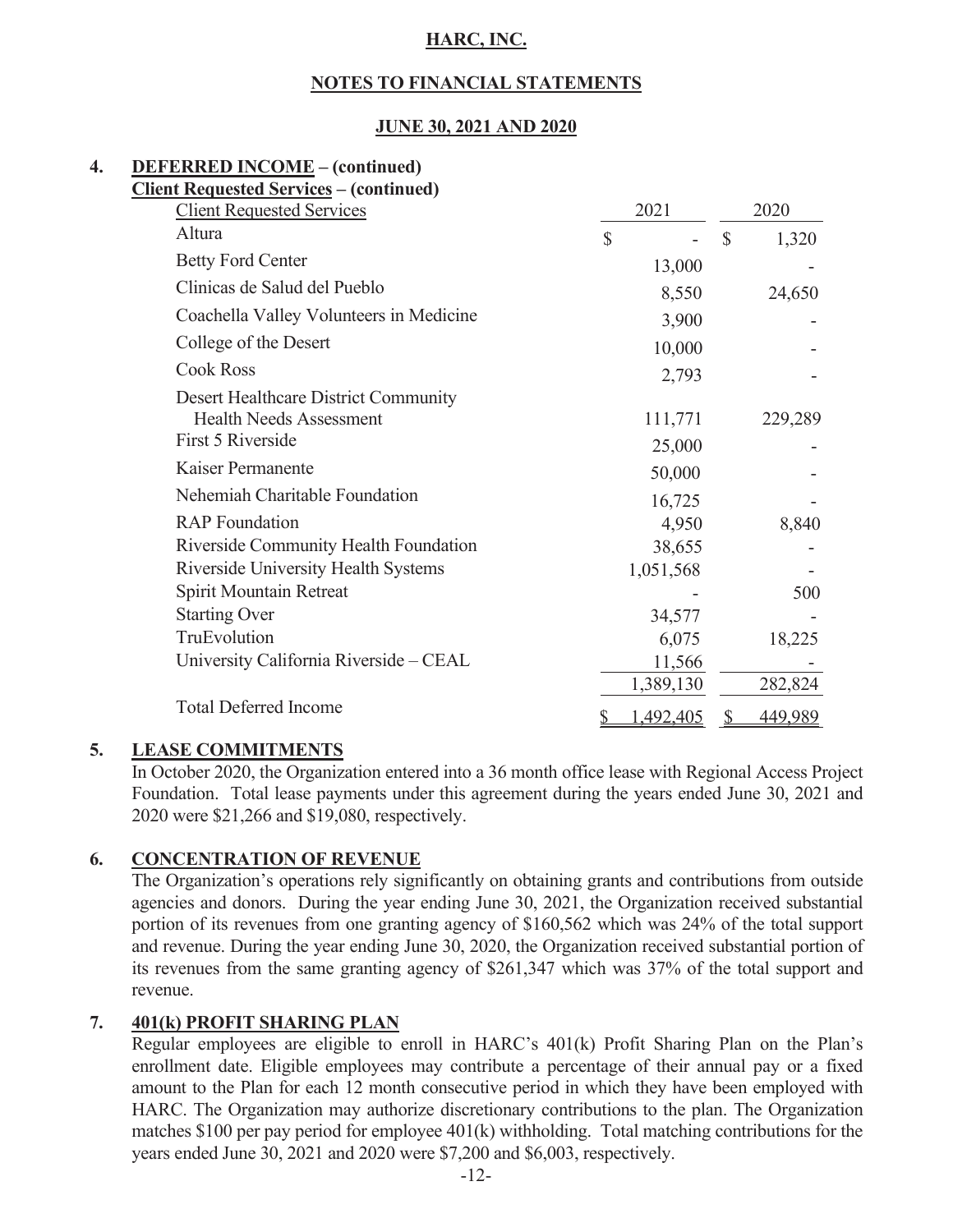**HARC, INC.**

**NOTES TO FINANCIAL STATEMENTS**

**JUNE 30, 2021 AND 2020**

## 4. DEFERRED INCOME – (continued)

**Client Requested Services – (continued)**

| Client Requested Services | 2021 | 2020 |
|---|---|---|
| Altura | $ - | $ 1,320 |
| Betty Ford Center | 13,000 | - |
| Clinicas de Salud del Pueblo | 8,550 | 24,650 |
| Coachella Valley Volunteers in Medicine | 3,900 | - |
| College of the Desert | 10,000 | - |
| Cook Ross | 2,793 | - |
| Desert Healthcare District Community Health Needs Assessment | 111,771 | 229,289 |
| First 5 Riverside | 25,000 | - |
| Kaiser Permanente | 50,000 | - |
| Nehemiah Charitable Foundation | 16,725 | - |
| RAP Foundation | 4,950 | 8,840 |
| Riverside Community Health Foundation | 38,655 | - |
| Riverside University Health Systems | 1,051,568 | - |
| Spirit Mountain Retreat | - | 500 |
| Starting Over | 34,577 | - |
| TruEvolution | 6,075 | 18,225 |
| University California Riverside – CEAL | 11,566 | - |
| | 1,389,130 | 282,824 |
| Total Deferred Income | $ 1,492,405 | $ 449,989 |

## 5. LEASE COMMITMENTS

In October 2020, the Organization entered into a 36 month office lease with Regional Access Project Foundation. Total lease payments under this agreement during the years ended June 30, 2021 and 2020 were $21,266 and $19,080, respectively.

## 6. CONCENTRATION OF REVENUE

The Organization's operations rely significantly on obtaining grants and contributions from outside agencies and donors. During the year ending June 30, 2021, the Organization received substantial portion of its revenues from one granting agency of $160,562 which was 24% of the total support and revenue. During the year ending June 30, 2020, the Organization received substantial portion of its revenues from the same granting agency of $261,347 which was 37% of the total support and revenue.

## 7. 401(k) PROFIT SHARING PLAN

Regular employees are eligible to enroll in HARC's 401(k) Profit Sharing Plan on the Plan's enrollment date. Eligible employees may contribute a percentage of their annual pay or a fixed amount to the Plan for each 12 month consecutive period in which they have been employed with HARC. The Organization may authorize discretionary contributions to the plan. The Organization matches $100 per pay period for employee 401(k) withholding. Total matching contributions for the years ended June 30, 2021 and 2020 were $7,200 and $6,003, respectively.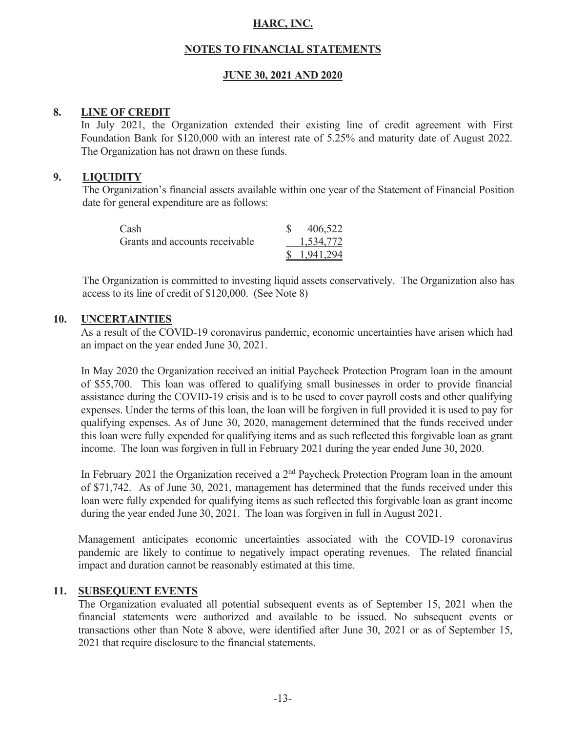**HARC, INC.**

**NOTES TO FINANCIAL STATEMENTS**

**JUNE 30, 2021 AND 2020**

## 8. LINE OF CREDIT

In July 2021, the Organization extended their existing line of credit agreement with First Foundation Bank for $120,000 with an interest rate of 5.25% and maturity date of August 2022. The Organization has not drawn on these funds.

## 9. LIQUIDITY

The Organization's financial assets available within one year of the Statement of Financial Position date for general expenditure are as follows:

| | |
|---|---|
| Cash | $ 406,522 |
| Grants and accounts receivable | 1,534,772 |
| | $ 1,941,294 |

The Organization is committed to investing liquid assets conservatively. The Organization also has access to its line of credit of $120,000. (See Note 8)

## 10. UNCERTAINTIES

As a result of the COVID-19 coronavirus pandemic, economic uncertainties have arisen which had an impact on the year ended June 30, 2021.

In May 2020 the Organization received an initial Paycheck Protection Program loan in the amount of $55,700. This loan was offered to qualifying small businesses in order to provide financial assistance during the COVID-19 crisis and is to be used to cover payroll costs and other qualifying expenses. Under the terms of this loan, the loan will be forgiven in full provided it is used to pay for qualifying expenses. As of June 30, 2020, management determined that the funds received under this loan were fully expended for qualifying items and as such reflected this forgivable loan as grant income. The loan was forgiven in full in February 2021 during the year ended June 30, 2020.

In February 2021 the Organization received a 2nd Paycheck Protection Program loan in the amount of $71,742. As of June 30, 2021, management has determined that the funds received under this loan were fully expended for qualifying items as such reflected this forgivable loan as grant income during the year ended June 30, 2021. The loan was forgiven in full in August 2021.

Management anticipates economic uncertainties associated with the COVID-19 coronavirus pandemic are likely to continue to negatively impact operating revenues. The related financial impact and duration cannot be reasonably estimated at this time.

## 11. SUBSEQUENT EVENTS

The Organization evaluated all potential subsequent events as of September 15, 2021 when the financial statements were authorized and available to be issued. No subsequent events or transactions other than Note 8 above, were identified after June 30, 2021 or as of September 15, 2021 that require disclosure to the financial statements.